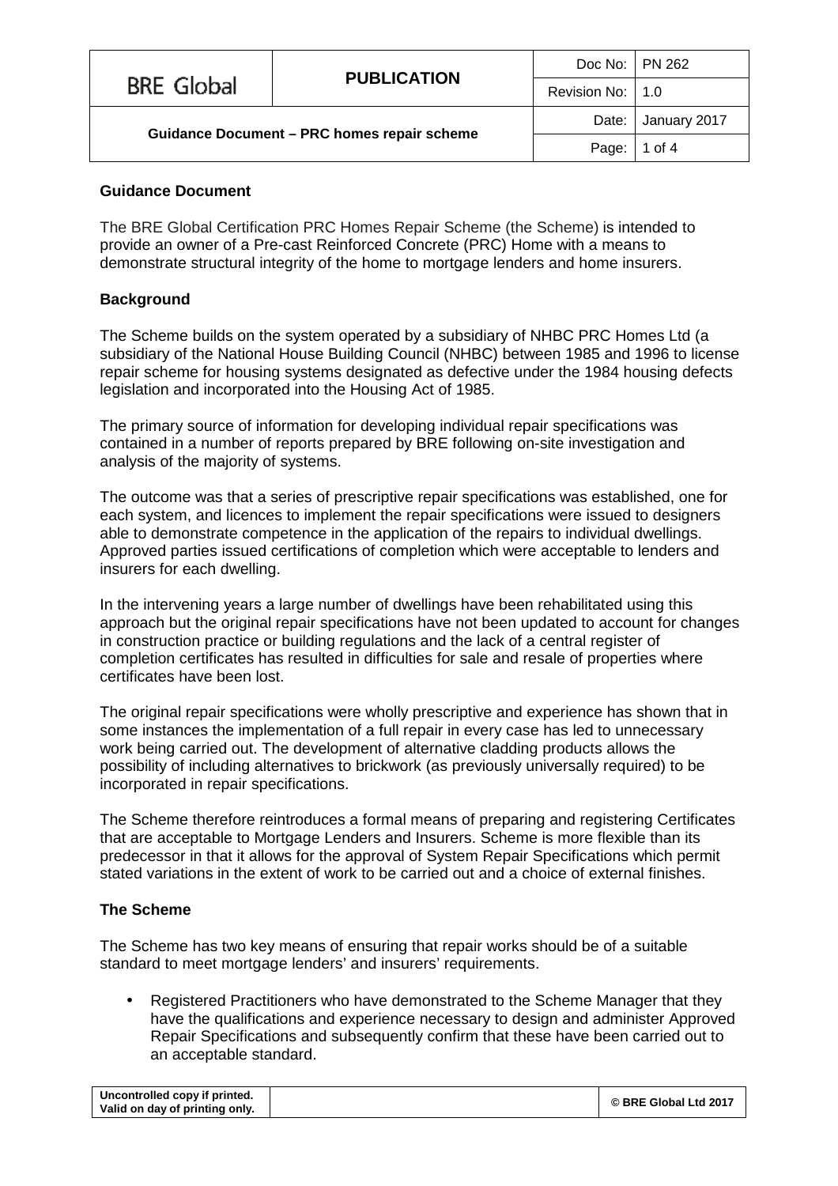## Guidance Document

The BRE Global Certification PRC Homes Repair Scheme (the Scheme) is intended to provide an owner of a Pre-cast Reinforced Concrete (PRC) Home with a means to demonstrate structural integrity of the home to mortgage lenders and home insurers.

## Background

The Scheme builds on the system operated by a subsidiary of NHBC PRC Homes Ltd (a subsidiary of the National House Building Council (NHBC) between 1985 and 1996 to license repair scheme for housing systems designated as defective under the 1984 housing defects legislation and incorporated into the Housing Act of 1985.

The primary source of information for developing individual repair specifications was contained in a number of reports prepared by BRE following on-site investigation and analysis of the majority of systems.

The outcome was that a series of prescriptive repair specifications was established, one for each system, and licences to implement the repair specifications were issued to designers able to demonstrate competence in the application of the repairs to individual dwellings. Approved parties issued certifications of completion which were acceptable to lenders and insurers for each dwelling.

In the intervening years a large number of dwellings have been rehabilitated using this approach but the original repair specifications have not been updated to account for changes in construction practice or building regulations and the lack of a central register of completion certificates has resulted in difficulties for sale and resale of properties where certificates have been lost.

The original repair specifications were wholly prescriptive and experience has shown that in some instances the implementation of a full repair in every case has led to unnecessary work being carried out. The development of alternative cladding products allows the possibility of including alternatives to brickwork (as previously universally required) to be incorporated in repair specifications.

The Scheme therefore reintroduces a formal means of preparing and registering Certificates that are acceptable to Mortgage Lenders and Insurers. Scheme is more flexible than its predecessor in that it allows for the approval of System Repair Specifications which permit stated variations in the extent of work to be carried out and a choice of external finishes.

## The Scheme

The Scheme has two key means of ensuring that repair works should be of a suitable standard to meet mortgage lenders' and insurers' requirements.

- Registered Practitioners who have demonstrated to the Scheme Manager that they have the qualifications and experience necessary to design and administer Approved Repair Specifications and subsequently confirm that these have been carried out to an acceptable standard.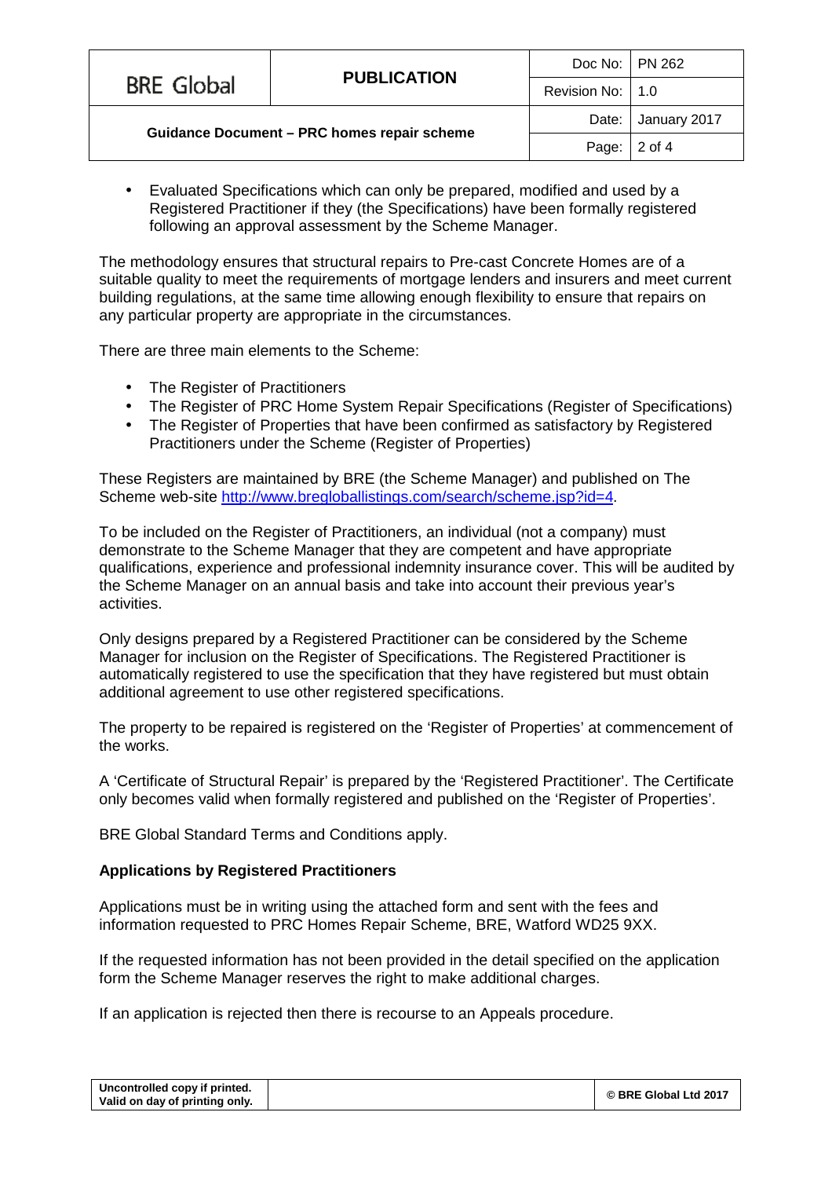- Evaluated Specifications which can only be prepared, modified and used by a Registered Practitioner if they (the Specifications) have been formally registered following an approval assessment by the Scheme Manager.

The methodology ensures that structural repairs to Pre-cast Concrete Homes are of a suitable quality to meet the requirements of mortgage lenders and insurers and meet current building regulations, at the same time allowing enough flexibility to ensure that repairs on any particular property are appropriate in the circumstances.

There are three main elements to the Scheme:

- The Register of Practitioners
- The Register of PRC Home System Repair Specifications (Register of Specifications)
- The Register of Properties that have been confirmed as satisfactory by Registered Practitioners under the Scheme (Register of Properties)

These Registers are maintained by BRE (the Scheme Manager) and published on The Scheme web-site http://www.bregloballistings.com/search/scheme.jsp?id=4.

To be included on the Register of Practitioners, an individual (not a company) must demonstrate to the Scheme Manager that they are competent and have appropriate qualifications, experience and professional indemnity insurance cover. This will be audited by the Scheme Manager on an annual basis and take into account their previous year's activities.

Only designs prepared by a Registered Practitioner can be considered by the Scheme Manager for inclusion on the Register of Specifications. The Registered Practitioner is automatically registered to use the specification that they have registered but must obtain additional agreement to use other registered specifications.

The property to be repaired is registered on the 'Register of Properties' at commencement of the works.

A 'Certificate of Structural Repair' is prepared by the 'Registered Practitioner'. The Certificate only becomes valid when formally registered and published on the 'Register of Properties'.

BRE Global Standard Terms and Conditions apply.

**Applications by Registered Practitioners**

Applications must be in writing using the attached form and sent with the fees and information requested to PRC Homes Repair Scheme, BRE, Watford WD25 9XX.

If the requested information has not been provided in the detail specified on the application form the Scheme Manager reserves the right to make additional charges.

If an application is rejected then there is recourse to an Appeals procedure.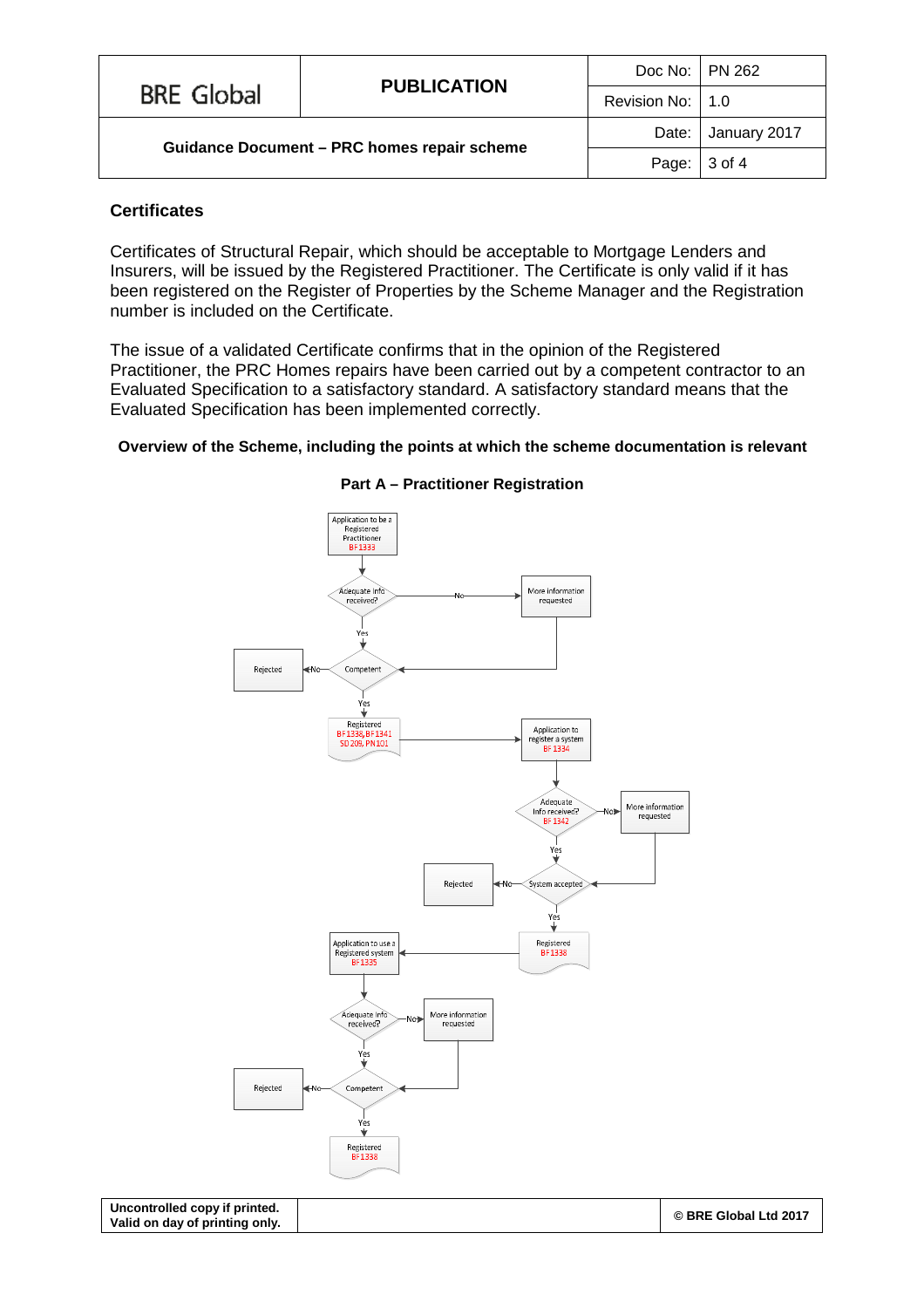## Certificates

Certificates of Structural Repair, which should be acceptable to Mortgage Lenders and Insurers, will be issued by the Registered Practitioner. The Certificate is only valid if it has been registered on the Register of Properties by the Scheme Manager and the Registration number is included on the Certificate.

The issue of a validated Certificate confirms that in the opinion of the Registered Practitioner, the PRC Homes repairs have been carried out by a competent contractor to an Evaluated Specification to a satisfactory standard. A satisfactory standard means that the Evaluated Specification has been implemented correctly.

**Overview of the Scheme, including the points at which the scheme documentation is relevant**

**Part A – Practitioner Registration**

Application to be a Registered Practitioner BF1333
Adequate info received? — No → More information requested → Competent
Yes → Competent
Competent — No → Rejected
Yes → Registered BF1338, BF1341 SD 209, PN101

Registered → Application to register a system BF1334
Adequate info received? BF1342 — No → More information requested → System accepted
Yes → System accepted
System accepted — No → Rejected
Yes → Registered BF1338

Registered → Application to use a Registered system BF1335
Adequate info received? — No → More information requested → Competent
Yes → Competent
Competent — No → Rejected
Yes → Registered BF1338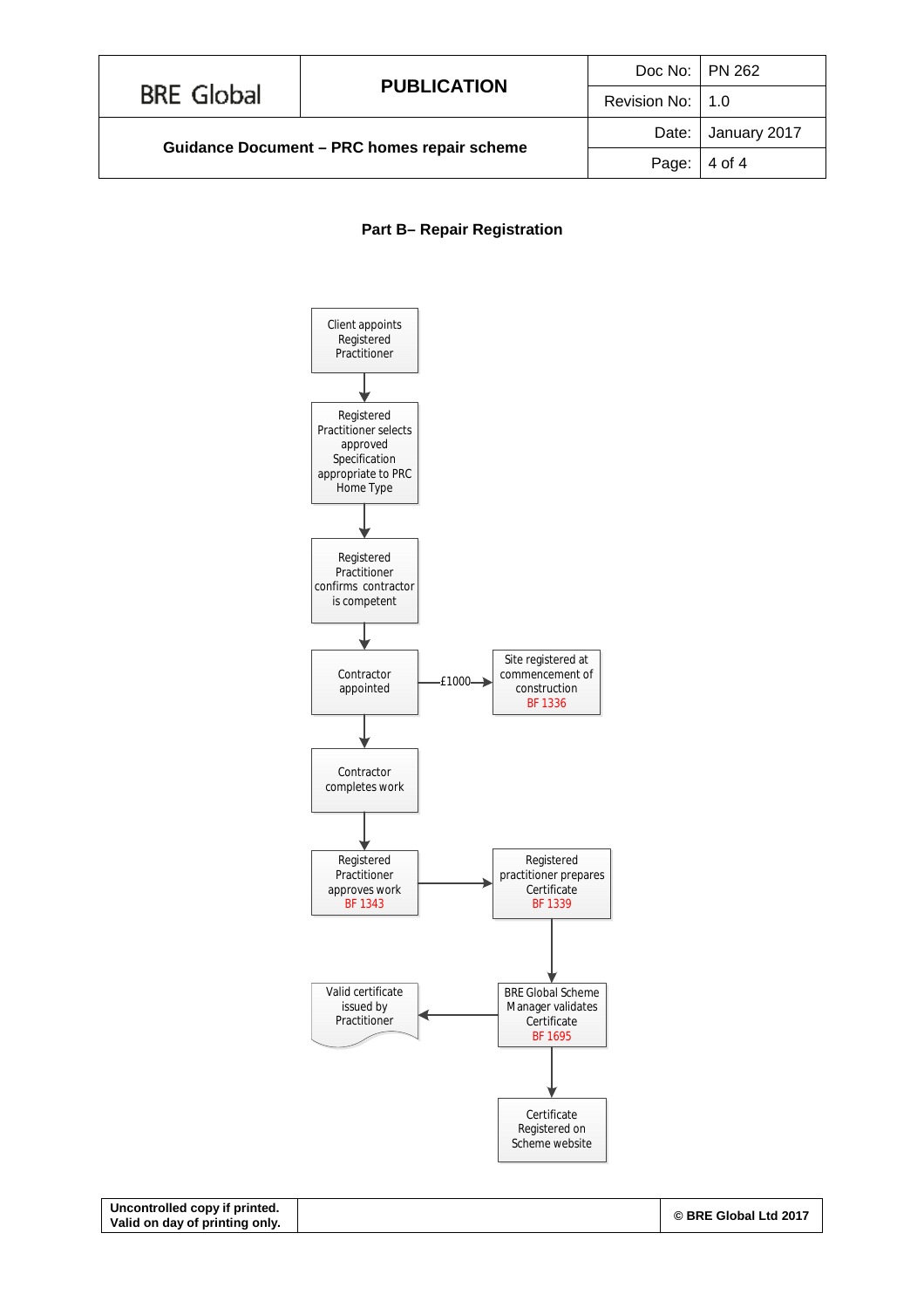## Part B– Repair Registration

Client appoints Registered Practitioner

Registered Practitioner selects approved Specification appropriate to PRC Home Type

Registered Practitioner confirms contractor is competent

Contractor appointed

£1000

Site registered at commencement of construction BF 1336

Contractor completes work

Registered Practitioner approves work BF 1343

Registered practitioner prepares Certificate BF 1339

BRE Global Scheme Manager validates Certificate BF 1695

Valid certificate issued by Practitioner

Certificate Registered on Scheme website